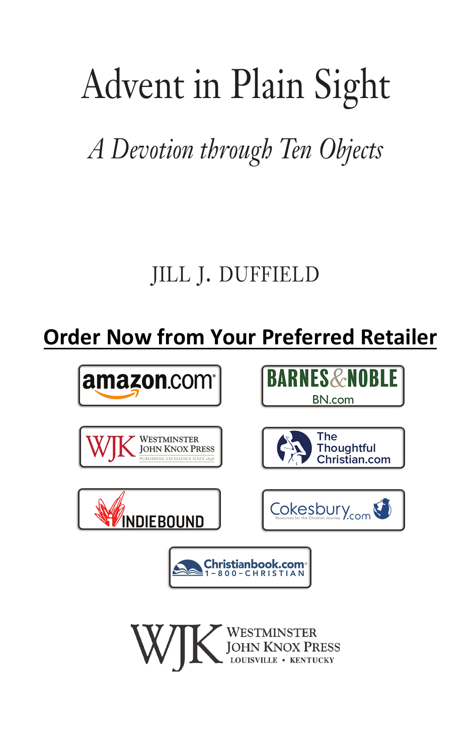# Advent in Plain Sight

## *A Devotion through Ten Objects*

JILL J. DUFFIELD

**Order Now from Your Preferred Retailer**

amazon.com

BARNES & NOBLE BN.com

WJK Westminster John Knox Press Publishing Excellence Since 1838

The Thoughtful Christian.com

INDIEBOUND

Cokesbury.com Resources for the Christian Journey

Christianbook.com 1-800-CHRISTIAN

WJK Westminster John Knox Press Louisville • Kentucky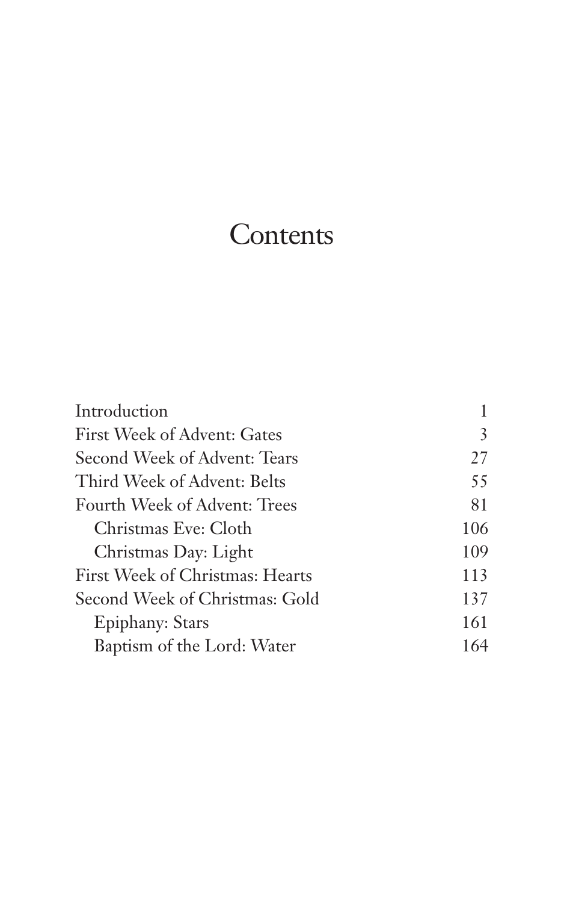# Contents

| | |
|---|---|
| Introduction | 1 |
| First Week of Advent: Gates | 3 |
| Second Week of Advent: Tears | 27 |
| Third Week of Advent: Belts | 55 |
| Fourth Week of Advent: Trees | 81 |
|    Christmas Eve: Cloth | 106 |
|    Christmas Day: Light | 109 |
| First Week of Christmas: Hearts | 113 |
| Second Week of Christmas: Gold | 137 |
|    Epiphany: Stars | 161 |
|    Baptism of the Lord: Water | 164 |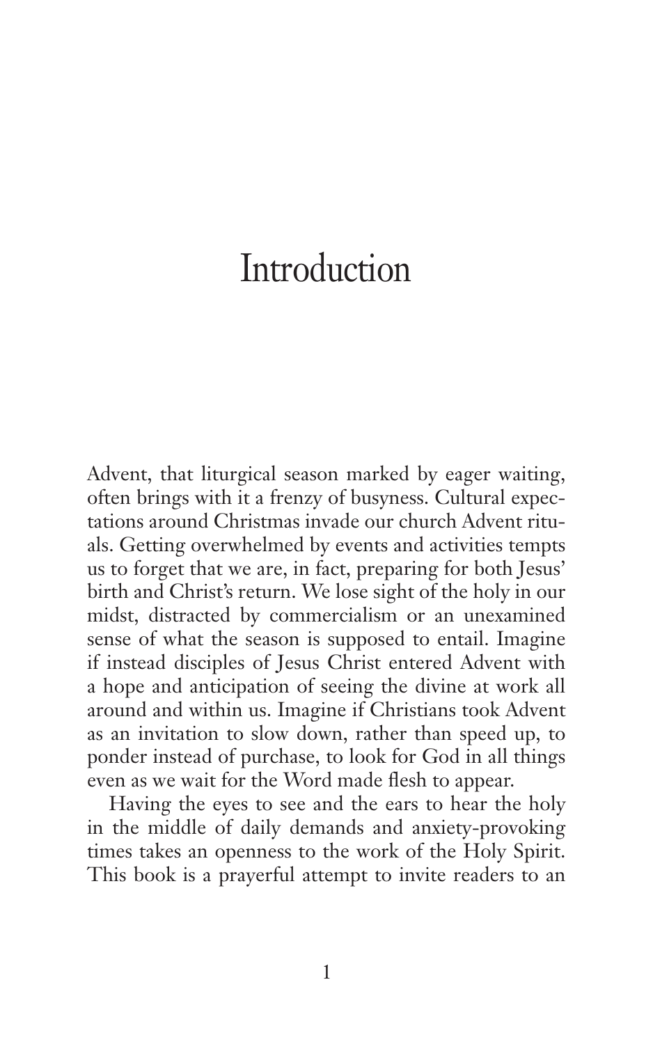# Introduction

Advent, that liturgical season marked by eager waiting, often brings with it a frenzy of busyness. Cultural expectations around Christmas invade our church Advent rituals. Getting overwhelmed by events and activities tempts us to forget that we are, in fact, preparing for both Jesus' birth and Christ's return. We lose sight of the holy in our midst, distracted by commercialism or an unexamined sense of what the season is supposed to entail. Imagine if instead disciples of Jesus Christ entered Advent with a hope and anticipation of seeing the divine at work all around and within us. Imagine if Christians took Advent as an invitation to slow down, rather than speed up, to ponder instead of purchase, to look for God in all things even as we wait for the Word made flesh to appear.

Having the eyes to see and the ears to hear the holy in the middle of daily demands and anxiety-provoking times takes an openness to the work of the Holy Spirit. This book is a prayerful attempt to invite readers to an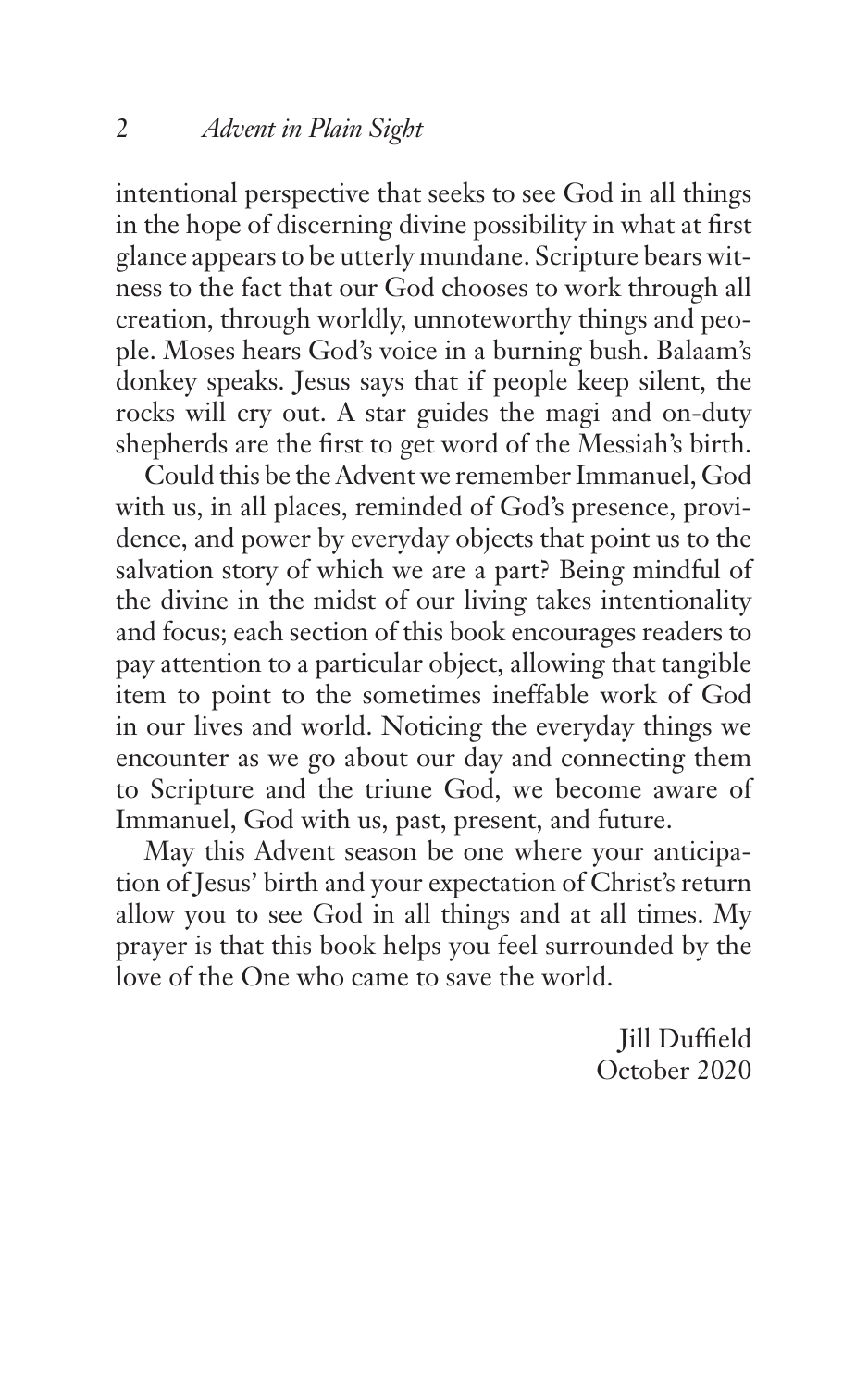intentional perspective that seeks to see God in all things in the hope of discerning divine possibility in what at first glance appears to be utterly mundane. Scripture bears witness to the fact that our God chooses to work through all creation, through worldly, unnoteworthy things and people. Moses hears God's voice in a burning bush. Balaam's donkey speaks. Jesus says that if people keep silent, the rocks will cry out. A star guides the magi and on-duty shepherds are the first to get word of the Messiah's birth.

Could this be the Advent we remember Immanuel, God with us, in all places, reminded of God's presence, providence, and power by everyday objects that point us to the salvation story of which we are a part? Being mindful of the divine in the midst of our living takes intentionality and focus; each section of this book encourages readers to pay attention to a particular object, allowing that tangible item to point to the sometimes ineffable work of God in our lives and world. Noticing the everyday things we encounter as we go about our day and connecting them to Scripture and the triune God, we become aware of Immanuel, God with us, past, present, and future.

May this Advent season be one where your anticipation of Jesus' birth and your expectation of Christ's return allow you to see God in all things and at all times. My prayer is that this book helps you feel surrounded by the love of the One who came to save the world.

Jill Duffield
October 2020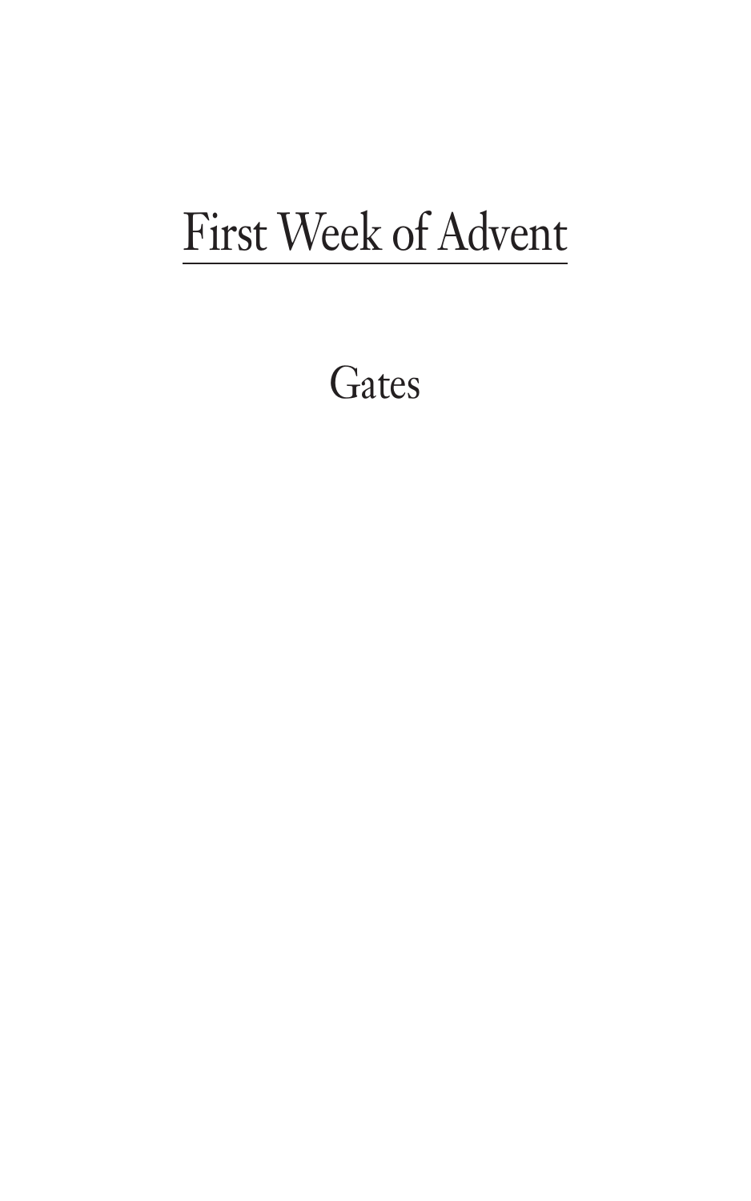# First Week of Advent

## Gates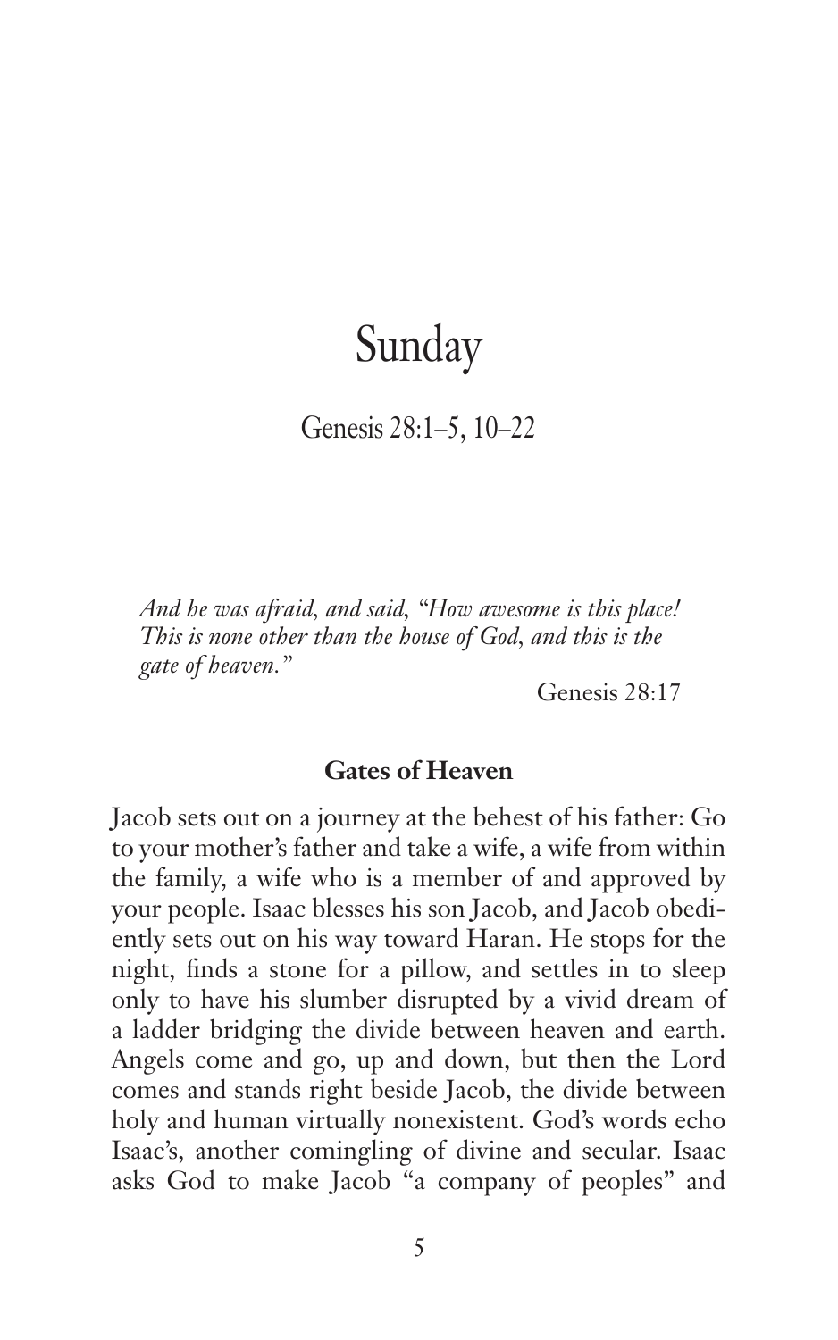# Sunday

## Genesis 28:1–5, 10–22

*And he was afraid, and said, "How awesome is this place! This is none other than the house of God, and this is the gate of heaven."*

Genesis 28:17

### Gates of Heaven

Jacob sets out on a journey at the behest of his father: Go to your mother's father and take a wife, a wife from within the family, a wife who is a member of and approved by your people. Isaac blesses his son Jacob, and Jacob obediently sets out on his way toward Haran. He stops for the night, finds a stone for a pillow, and settles in to sleep only to have his slumber disrupted by a vivid dream of a ladder bridging the divide between heaven and earth. Angels come and go, up and down, but then the Lord comes and stands right beside Jacob, the divide between holy and human virtually nonexistent. God's words echo Isaac's, another comingling of divine and secular. Isaac asks God to make Jacob "a company of peoples" and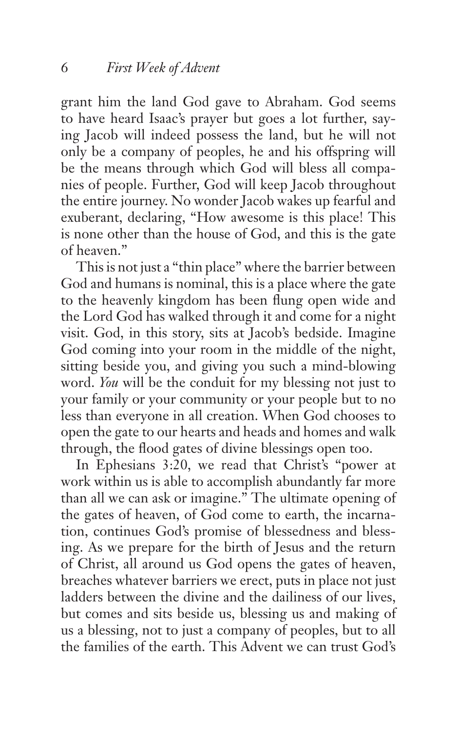grant him the land God gave to Abraham. God seems to have heard Isaac's prayer but goes a lot further, saying Jacob will indeed possess the land, but he will not only be a company of peoples, he and his offspring will be the means through which God will bless all companies of people. Further, God will keep Jacob throughout the entire journey. No wonder Jacob wakes up fearful and exuberant, declaring, "How awesome is this place! This is none other than the house of God, and this is the gate of heaven."

This is not just a "thin place" where the barrier between God and humans is nominal, this is a place where the gate to the heavenly kingdom has been flung open wide and the Lord God has walked through it and come for a night visit. God, in this story, sits at Jacob's bedside. Imagine God coming into your room in the middle of the night, sitting beside you, and giving you such a mind-blowing word. *You* will be the conduit for my blessing not just to your family or your community or your people but to no less than everyone in all creation. When God chooses to open the gate to our hearts and heads and homes and walk through, the flood gates of divine blessings open too.

In Ephesians 3:20, we read that Christ's "power at work within us is able to accomplish abundantly far more than all we can ask or imagine." The ultimate opening of the gates of heaven, of God come to earth, the incarnation, continues God's promise of blessedness and blessing. As we prepare for the birth of Jesus and the return of Christ, all around us God opens the gates of heaven, breaches whatever barriers we erect, puts in place not just ladders between the divine and the dailiness of our lives, but comes and sits beside us, blessing us and making of us a blessing, not to just a company of peoples, but to all the families of the earth. This Advent we can trust God's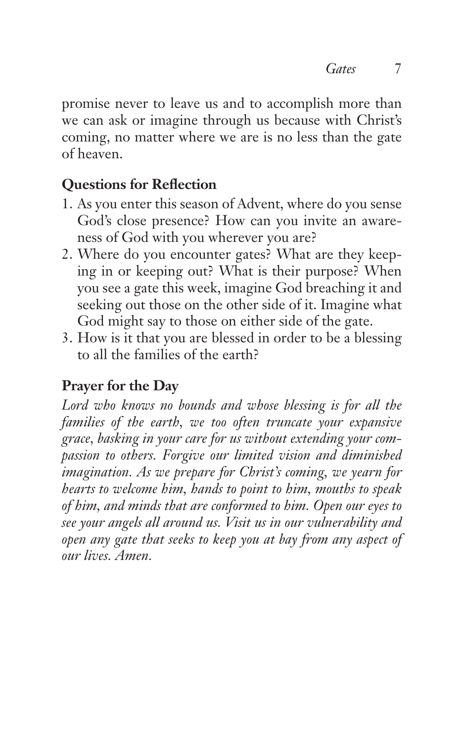promise never to leave us and to accomplish more than we can ask or imagine through us because with Christ's coming, no matter where we are is no less than the gate of heaven.

### Questions for Reflection

1. As you enter this season of Advent, where do you sense God's close presence? How can you invite an awareness of God with you wherever you are?
2. Where do you encounter gates? What are they keeping in or keeping out? What is their purpose? When you see a gate this week, imagine God breaching it and seeking out those on the other side of it. Imagine what God might say to those on either side of the gate.
3. How is it that you are blessed in order to be a blessing to all the families of the earth?

### Prayer for the Day

*Lord who knows no bounds and whose blessing is for all the families of the earth, we too often truncate your expansive grace, basking in your care for us without extending your compassion to others. Forgive our limited vision and diminished imagination. As we prepare for Christ's coming, we yearn for hearts to welcome him, hands to point to him, mouths to speak of him, and minds that are conformed to him. Open our eyes to see your angels all around us. Visit us in our vulnerability and open any gate that seeks to keep you at bay from any aspect of our lives. Amen.*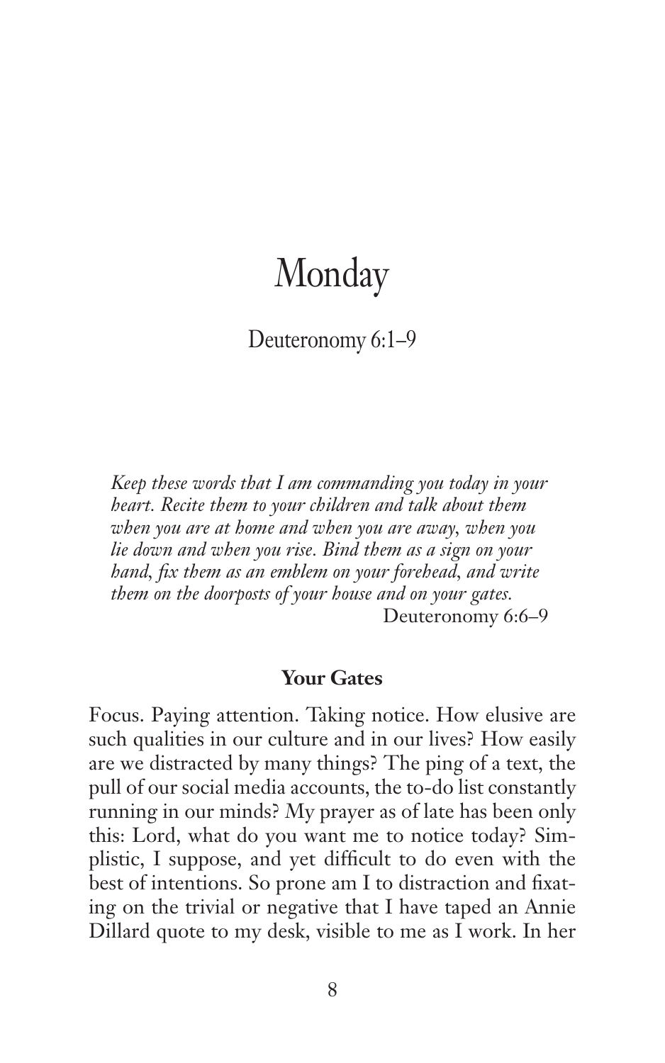# Monday

## Deuteronomy 6:1–9

*Keep these words that I am commanding you today in your heart. Recite them to your children and talk about them when you are at home and when you are away, when you lie down and when you rise. Bind them as a sign on your hand, fix them as an emblem on your forehead, and write them on the doorposts of your house and on your gates.*
Deuteronomy 6:6–9

### Your Gates

Focus. Paying attention. Taking notice. How elusive are such qualities in our culture and in our lives? How easily are we distracted by many things? The ping of a text, the pull of our social media accounts, the to-do list constantly running in our minds? My prayer as of late has been only this: Lord, what do you want me to notice today? Simplistic, I suppose, and yet difficult to do even with the best of intentions. So prone am I to distraction and fixating on the trivial or negative that I have taped an Annie Dillard quote to my desk, visible to me as I work. In her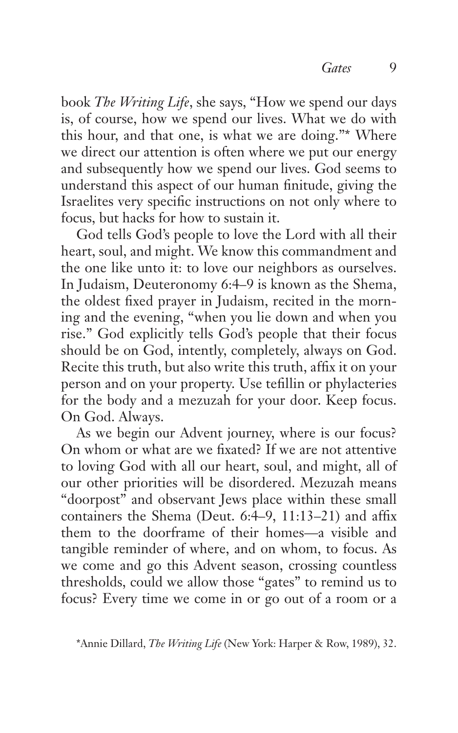book *The Writing Life*, she says, "How we spend our days is, of course, how we spend our lives. What we do with this hour, and that one, is what we are doing."* Where we direct our attention is often where we put our energy and subsequently how we spend our lives. God seems to understand this aspect of our human finitude, giving the Israelites very specific instructions on not only where to focus, but hacks for how to sustain it.

God tells God's people to love the Lord with all their heart, soul, and might. We know this commandment and the one like unto it: to love our neighbors as ourselves. In Judaism, Deuteronomy 6:4–9 is known as the Shema, the oldest fixed prayer in Judaism, recited in the morning and the evening, "when you lie down and when you rise." God explicitly tells God's people that their focus should be on God, intently, completely, always on God. Recite this truth, but also write this truth, affix it on your person and on your property. Use tefillin or phylacteries for the body and a mezuzah for your door. Keep focus. On God. Always.

As we begin our Advent journey, where is our focus? On whom or what are we fixated? If we are not attentive to loving God with all our heart, soul, and might, all of our other priorities will be disordered. Mezuzah means "doorpost" and observant Jews place within these small containers the Shema (Deut. 6:4–9, 11:13–21) and affix them to the doorframe of their homes—a visible and tangible reminder of where, and on whom, to focus. As we come and go this Advent season, crossing countless thresholds, could we allow those "gates" to remind us to focus? Every time we come in or go out of a room or a

*Annie Dillard, *The Writing Life* (New York: Harper & Row, 1989), 32.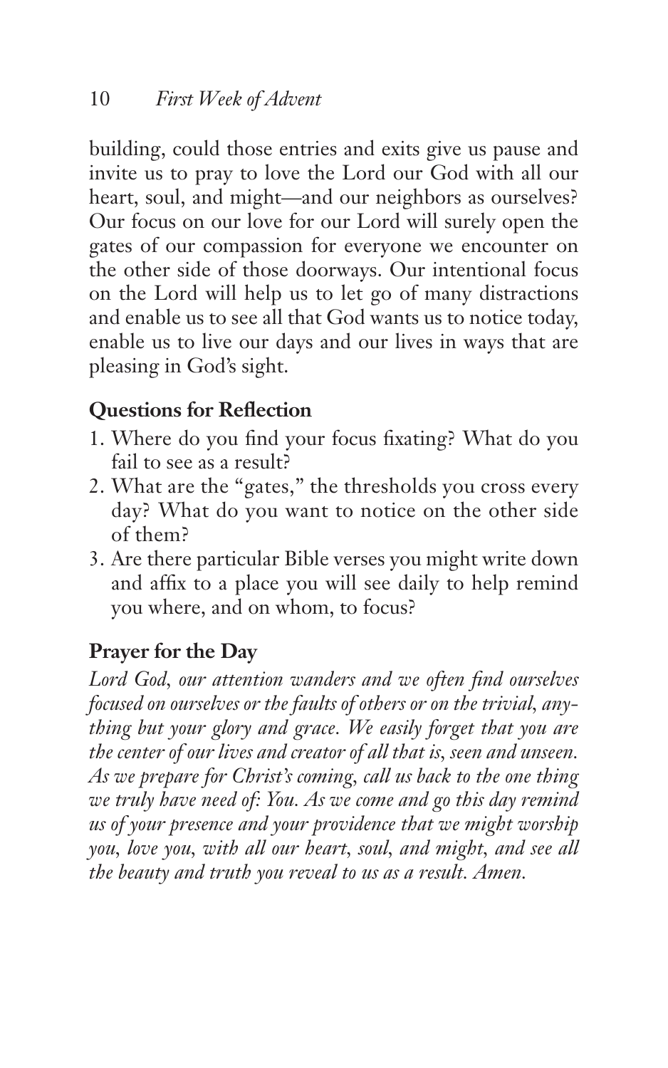building, could those entries and exits give us pause and invite us to pray to love the Lord our God with all our heart, soul, and might—and our neighbors as ourselves? Our focus on our love for our Lord will surely open the gates of our compassion for everyone we encounter on the other side of those doorways. Our intentional focus on the Lord will help us to let go of many distractions and enable us to see all that God wants us to notice today, enable us to live our days and our lives in ways that are pleasing in God's sight.

## Questions for Reflection

1. Where do you find your focus fixating? What do you fail to see as a result?
2. What are the "gates," the thresholds you cross every day? What do you want to notice on the other side of them?
3. Are there particular Bible verses you might write down and affix to a place you will see daily to help remind you where, and on whom, to focus?

## Prayer for the Day

*Lord God, our attention wanders and we often find ourselves focused on ourselves or the faults of others or on the trivial, anything but your glory and grace. We easily forget that you are the center of our lives and creator of all that is, seen and unseen. As we prepare for Christ's coming, call us back to the one thing we truly have need of: You. As we come and go this day remind us of your presence and your providence that we might worship you, love you, with all our heart, soul, and might, and see all the beauty and truth you reveal to us as a result. Amen.*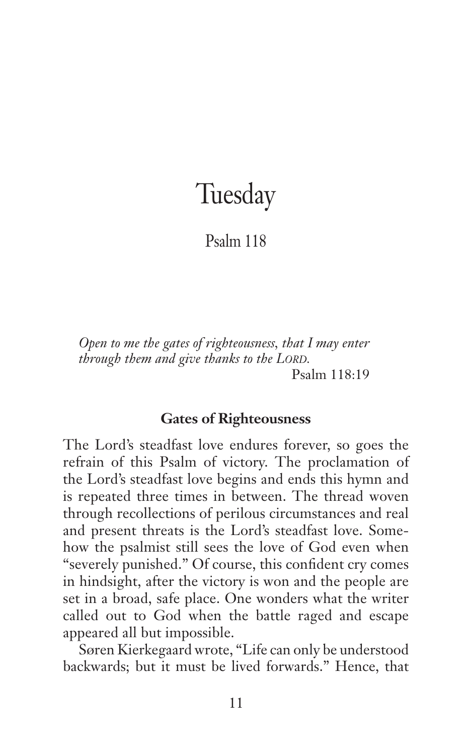# Tuesday

## Psalm 118

*Open to me the gates of righteousness, that I may enter through them and give thanks to the* L*ORD.*

Psalm 118:19

### Gates of Righteousness

The Lord's steadfast love endures forever, so goes the refrain of this Psalm of victory. The proclamation of the Lord's steadfast love begins and ends this hymn and is repeated three times in between. The thread woven through recollections of perilous circumstances and real and present threats is the Lord's steadfast love. Somehow the psalmist still sees the love of God even when "severely punished." Of course, this confident cry comes in hindsight, after the victory is won and the people are set in a broad, safe place. One wonders what the writer called out to God when the battle raged and escape appeared all but impossible.

Søren Kierkegaard wrote, "Life can only be understood backwards; but it must be lived forwards." Hence, that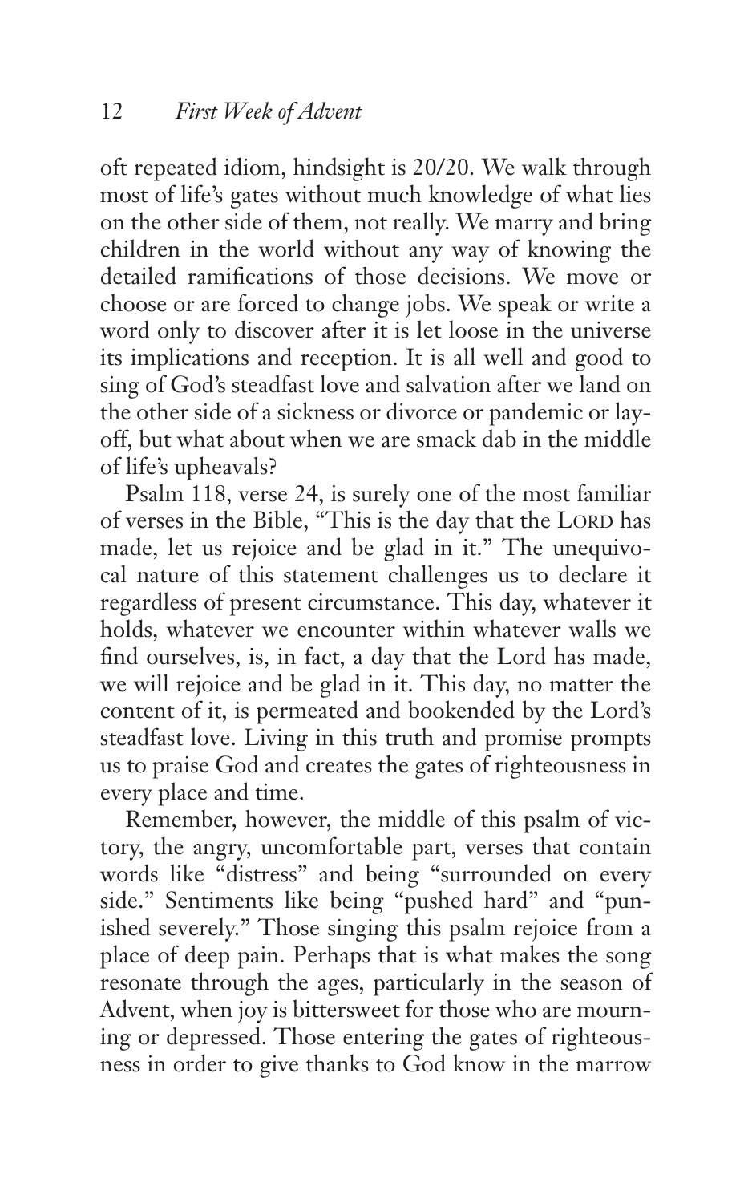oft repeated idiom, hindsight is 20/20. We walk through most of life's gates without much knowledge of what lies on the other side of them, not really. We marry and bring children in the world without any way of knowing the detailed ramifications of those decisions. We move or choose or are forced to change jobs. We speak or write a word only to discover after it is let loose in the universe its implications and reception. It is all well and good to sing of God's steadfast love and salvation after we land on the other side of a sickness or divorce or pandemic or layoff, but what about when we are smack dab in the middle of life's upheavals?

Psalm 118, verse 24, is surely one of the most familiar of verses in the Bible, "This is the day that the LORD has made, let us rejoice and be glad in it." The unequivocal nature of this statement challenges us to declare it regardless of present circumstance. This day, whatever it holds, whatever we encounter within whatever walls we find ourselves, is, in fact, a day that the Lord has made, we will rejoice and be glad in it. This day, no matter the content of it, is permeated and bookended by the Lord's steadfast love. Living in this truth and promise prompts us to praise God and creates the gates of righteousness in every place and time.

Remember, however, the middle of this psalm of victory, the angry, uncomfortable part, verses that contain words like "distress" and being "surrounded on every side." Sentiments like being "pushed hard" and "punished severely." Those singing this psalm rejoice from a place of deep pain. Perhaps that is what makes the song resonate through the ages, particularly in the season of Advent, when joy is bittersweet for those who are mourning or depressed. Those entering the gates of righteousness in order to give thanks to God know in the marrow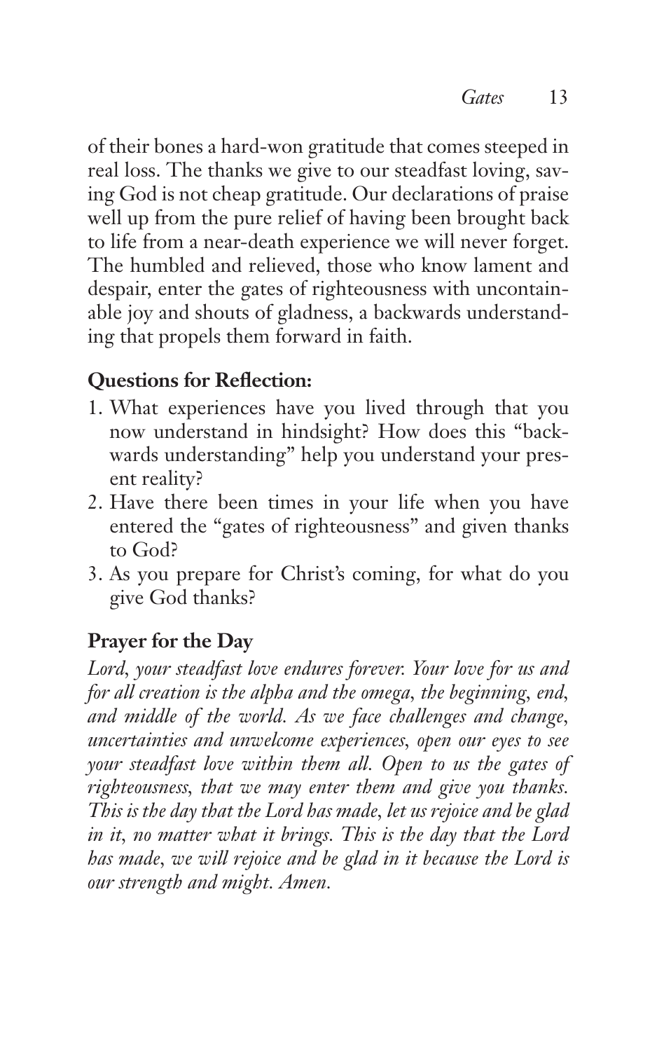of their bones a hard-won gratitude that comes steeped in real loss. The thanks we give to our steadfast loving, saving God is not cheap gratitude. Our declarations of praise well up from the pure relief of having been brought back to life from a near-death experience we will never forget. The humbled and relieved, those who know lament and despair, enter the gates of righteousness with uncontainable joy and shouts of gladness, a backwards understanding that propels them forward in faith.

**Questions for Reflection:**

1. What experiences have you lived through that you now understand in hindsight? How does this "backwards understanding" help you understand your present reality?
2. Have there been times in your life when you have entered the "gates of righteousness" and given thanks to God?
3. As you prepare for Christ's coming, for what do you give God thanks?

**Prayer for the Day**

*Lord, your steadfast love endures forever. Your love for us and for all creation is the alpha and the omega, the beginning, end, and middle of the world. As we face challenges and change, uncertainties and unwelcome experiences, open our eyes to see your steadfast love within them all. Open to us the gates of righteousness, that we may enter them and give you thanks. This is the day that the Lord has made, let us rejoice and be glad in it, no matter what it brings. This is the day that the Lord has made, we will rejoice and be glad in it because the Lord is our strength and might. Amen.*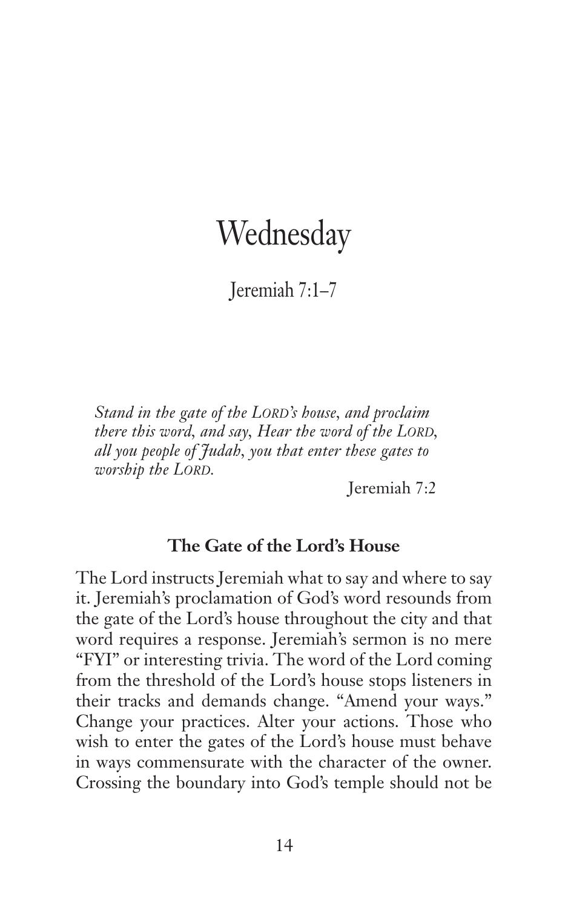# Wednesday

Jeremiah 7:1–7

*Stand in the gate of the LORD's house, and proclaim there this word, and say, Hear the word of the LORD, all you people of Judah, you that enter these gates to worship the LORD.*

Jeremiah 7:2

### The Gate of the Lord's House

The Lord instructs Jeremiah what to say and where to say it. Jeremiah's proclamation of God's word resounds from the gate of the Lord's house throughout the city and that word requires a response. Jeremiah's sermon is no mere "FYI" or interesting trivia. The word of the Lord coming from the threshold of the Lord's house stops listeners in their tracks and demands change. "Amend your ways." Change your practices. Alter your actions. Those who wish to enter the gates of the Lord's house must behave in ways commensurate with the character of the owner. Crossing the boundary into God's temple should not be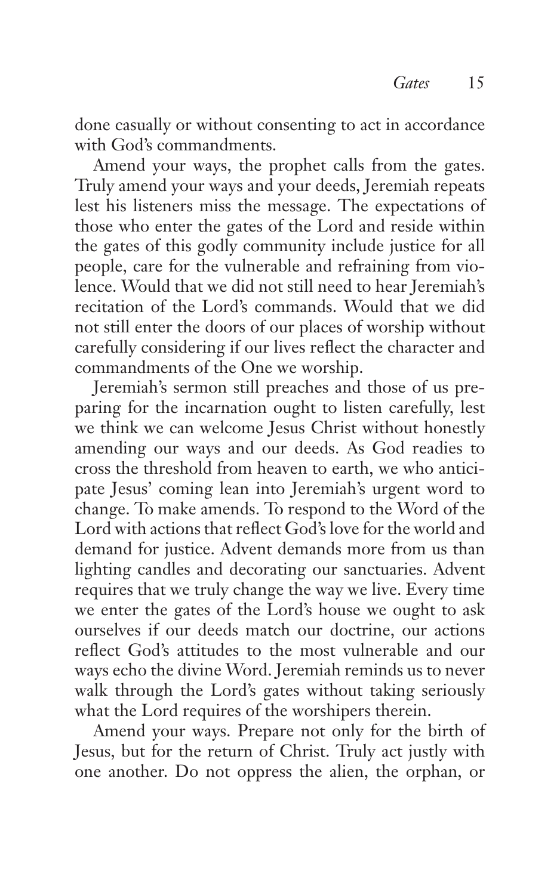done casually or without consenting to act in accordance with God's commandments.

Amend your ways, the prophet calls from the gates. Truly amend your ways and your deeds, Jeremiah repeats lest his listeners miss the message. The expectations of those who enter the gates of the Lord and reside within the gates of this godly community include justice for all people, care for the vulnerable and refraining from violence. Would that we did not still need to hear Jeremiah's recitation of the Lord's commands. Would that we did not still enter the doors of our places of worship without carefully considering if our lives reflect the character and commandments of the One we worship.

Jeremiah's sermon still preaches and those of us preparing for the incarnation ought to listen carefully, lest we think we can welcome Jesus Christ without honestly amending our ways and our deeds. As God readies to cross the threshold from heaven to earth, we who anticipate Jesus' coming lean into Jeremiah's urgent word to change. To make amends. To respond to the Word of the Lord with actions that reflect God's love for the world and demand for justice. Advent demands more from us than lighting candles and decorating our sanctuaries. Advent requires that we truly change the way we live. Every time we enter the gates of the Lord's house we ought to ask ourselves if our deeds match our doctrine, our actions reflect God's attitudes to the most vulnerable and our ways echo the divine Word. Jeremiah reminds us to never walk through the Lord's gates without taking seriously what the Lord requires of the worshipers therein.

Amend your ways. Prepare not only for the birth of Jesus, but for the return of Christ. Truly act justly with one another. Do not oppress the alien, the orphan, or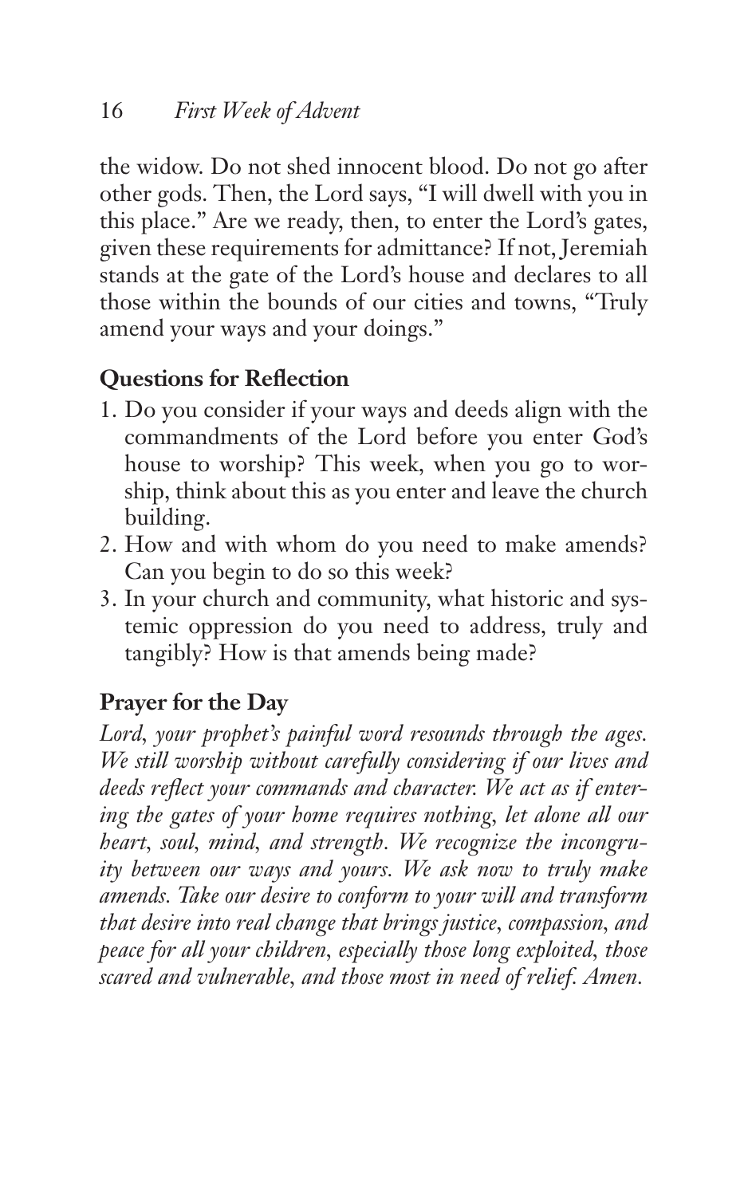the widow. Do not shed innocent blood. Do not go after other gods. Then, the Lord says, "I will dwell with you in this place." Are we ready, then, to enter the Lord's gates, given these requirements for admittance? If not, Jeremiah stands at the gate of the Lord's house and declares to all those within the bounds of our cities and towns, "Truly amend your ways and your doings."

**Questions for Reflection**

1. Do you consider if your ways and deeds align with the commandments of the Lord before you enter God's house to worship? This week, when you go to worship, think about this as you enter and leave the church building.
2. How and with whom do you need to make amends? Can you begin to do so this week?
3. In your church and community, what historic and systemic oppression do you need to address, truly and tangibly? How is that amends being made?

**Prayer for the Day**

*Lord, your prophet's painful word resounds through the ages. We still worship without carefully considering if our lives and deeds reflect your commands and character. We act as if entering the gates of your home requires nothing, let alone all our heart, soul, mind, and strength. We recognize the incongruity between our ways and yours. We ask now to truly make amends. Take our desire to conform to your will and transform that desire into real change that brings justice, compassion, and peace for all your children, especially those long exploited, those scared and vulnerable, and those most in need of relief. Amen.*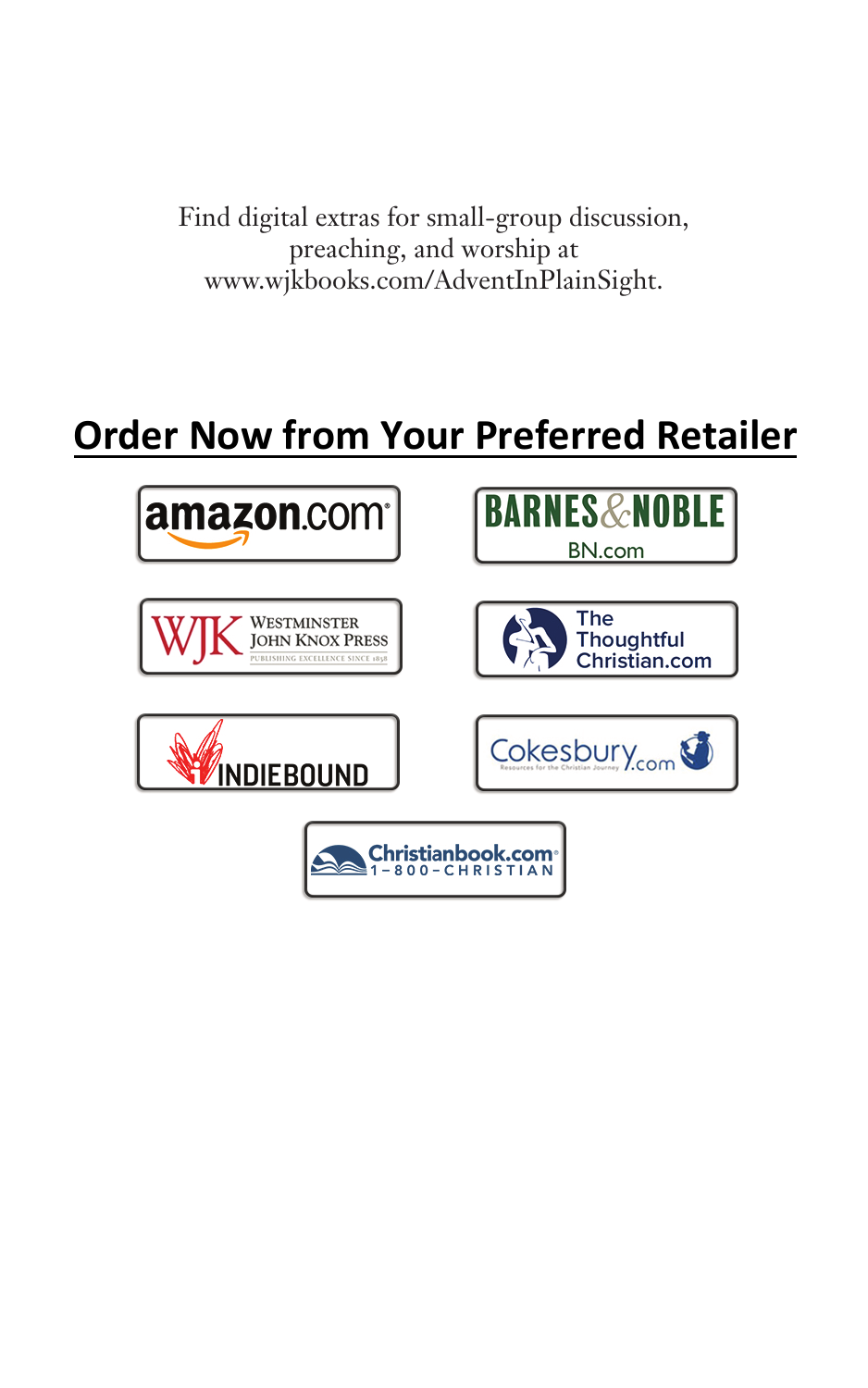Find digital extras for small-group discussion, preaching, and worship at www.wjkbooks.com/AdventInPlainSight.

## Order Now from Your Preferred Retailer

amazon.com

BARNES & NOBLE BN.com

WJK Westminster John Knox Press Publishing Excellence Since 1838

The Thoughtful Christian.com

INDIEBOUND

Cokesbury.com Resources for the Christian Journey

Christianbook.com 1-800-CHRISTIAN